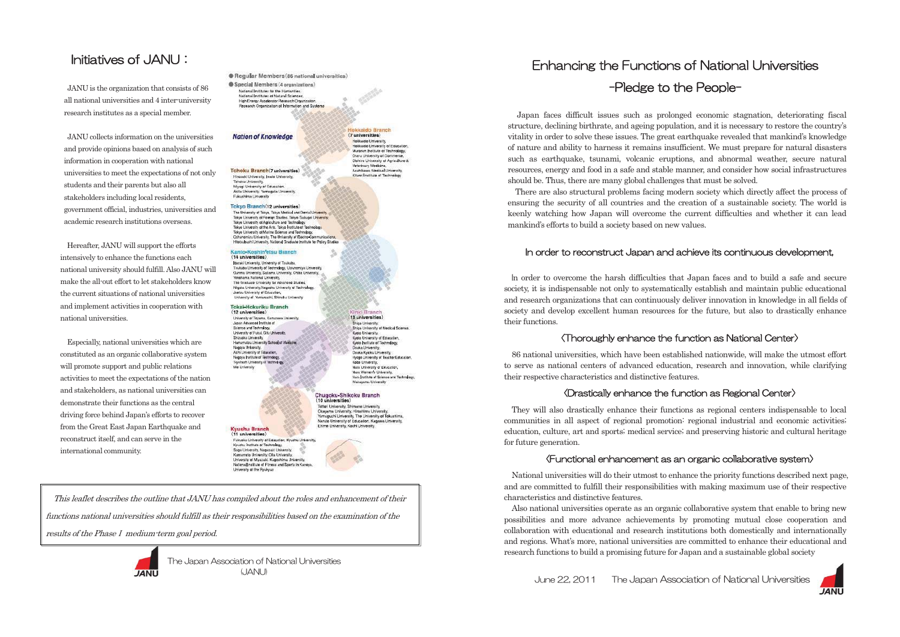# Initiatives of JANU :

JANU is the organization that consists of 86 all national universities and 4 inter-university research institutes as a special member.

JANU collects information on the universities and provide opinions based on analysis of such information in cooperation with national universities to meet the expectations of not only students and their parents but also all stakeholders including local residents, government official, industries, universities and academic research institutions overseas.

Hereafter, JANU will support the efforts intensively to enhance the functions each national university should fulfill. Also JANU will make the all-out effort to let stakeholders know the current situations of national universities and implement activities in cooperation with national universities.

Especially, national universities which are constituted as an organic collaborative system will promote support and public relations activities to meet the expectations of the nation and stakeholders, as national universities can demonstrate their functions as the central driving force behind Japan's efforts to recover from the Great East Japan Earthquake and reconstruct itself, and can serve in the international community.

● Regular Members (86 national universities)

● Special Members (4 organizations)
National Institutes for the Humanities, National Institutes of Natural Sciences, High Energy Accelerator Research Organization, Research Organization of Information and Systems

**Nation of Knowledge**

**Hokkaido Branch (7 universities)**
Hokkaido University, Hokkaido University of Education, Muroran Institute of Technology, Otaru University of Commerce, Obihiro University of Agriculture & Veterinary Medicine, Asahikawa Medical University, Kitami Institute of Technology

**Tohoku Branch (7 universities)**
Hirosaki University, Iwate University, Tohoku University, Miyagi University of Education, Akita University, Yamagata University, Fukushima University

**Tokyo Branch (12 universities)**
The University of Tokyo, Tokyo Medical and Dental University, Tokyo University of Foreign Studies, Tokyo Gakugei University, Tokyo University of Agriculture and Technology, Tokyo University of the Arts, Tokyo Institute of Technology, Tokyo University of Marine Science and Technology, Ochanomizu University, The University of Electro-Communications, Hitotsubashi University, National Graduate Institute for Policy Studies

**Kanto-Koshin'etsu Branch (14 universities)**
Ibaraki University, University of Tsukuba, Tsukuba University of Technology, Utsunomiya University, Gunma University, Saitama University, Chiba University, Yokohama National University, The Graduate University for Advanced Studies, Niigata University, Nagaoka University of Technology, Joetsu University of Education, University of Yamanashi, Shinshu University

**Tokai-Hokuriku Branch (12 universities)**
University of Toyama, Kanazawa University, Japan Advanced Institute of Science and Technology, University of Fukui, Gifu University, Shizuoka University, Hamamatsu University School of Medicine, Nagoya University, Aichi University of Education, Nagoya Institute of Technology, Toyohashi University of Technology, Mie University

**Kinki Branch (13 universities)**
Shiga University, Shiga University of Medical Science, Kyoto University, Kyoto University of Education, Kyoto Institute of Technology, Osaka University, Osaka Kyoiku University, Hyogo University of Teacher Education, Kobe University, Nara University of Education, Nara Women's University, Nara Institute of Science and Technology, Wakayama University

**Chugoku-Shikoku Branch (10 universities)**
Tottori University, Shimane University, Okayama University, Hiroshima University, Yamaguchi University, The University of Tokushima, Naruto University of Education, Kagawa University, Ehime University, Kochi University

**Kyushu Branch (11 universities)**
Fukuoka University of Education, Kyushu University, Kyushu Institute of Technology, Saga University, Nagasaki University, Kumamoto University, Oita University, University of Miyazaki, Kagoshima University, National Institute of Fitness and Sports in Kanoya, University of the Ryukyus

*This leaflet describes the outline that JANU has compiled about the roles and enhancement of their functions national universities should fulfill as their responsibilities based on the examination of the results of the Phase I medium-term goal period.*

The Japan Association of National Universities (JANU)

# Enhancing the Functions of National Universities -Pledge to the People-

Japan faces difficult issues such as prolonged economic stagnation, deteriorating fiscal structure, declining birthrate, and ageing population, and it is necessary to restore the country's vitality in order to solve these issues. The great earthquake revealed that mankind's knowledge of nature and ability to harness it remains insufficient. We must prepare for natural disasters such as earthquake, tsunami, volcanic eruptions, and abnormal weather, secure natural resources, energy and food in a safe and stable manner, and consider how social infrastructures should be. Thus, there are many global challenges that must be solved.

There are also structural problems facing modern society which directly affect the process of ensuring the security of all countries and the creation of a sustainable society. The world is keenly watching how Japan will overcome the current difficulties and whether it can lead mankind's efforts to build a society based on new values.

## In order to reconstruct Japan and achieve its continuous development,

In order to overcome the harsh difficulties that Japan faces and to build a safe and secure society, it is indispensable not only to systematically establish and maintain public educational and research organizations that can continuously deliver innovation in knowledge in all fields of society and develop excellent human resources for the future, but also to drastically enhance their functions.

### 〈Thoroughly enhance the function as National Center〉

86 national universities, which have been established nationwide, will make the utmost effort to serve as national centers of advanced education, research and innovation, while clarifying their respective characteristics and distinctive features.

### 〈Drastically enhance the function as Regional Center〉

They will also drastically enhance their functions as regional centers indispensable to local communities in all aspect of regional promotion: regional industrial and economic activities; education, culture, art and sports; medical service; and preserving historic and cultural heritage for future generation.

### 〈Functional enhancement as an organic collaborative system〉

National universities will do their utmost to enhance the priority functions described next page, and are committed to fulfill their responsibilities with making maximum use of their respective characteristics and distinctive features.

Also national universities operate as an organic collaborative system that enable to bring new possibilities and more advance achievements by promoting mutual close cooperation and collaboration with educational and research institutions both domestically and internationally and regions. What's more, national universities are committed to enhance their educational and research functions to build a promising future for Japan and a sustainable global society

June 22, 2011 The Japan Association of National Universities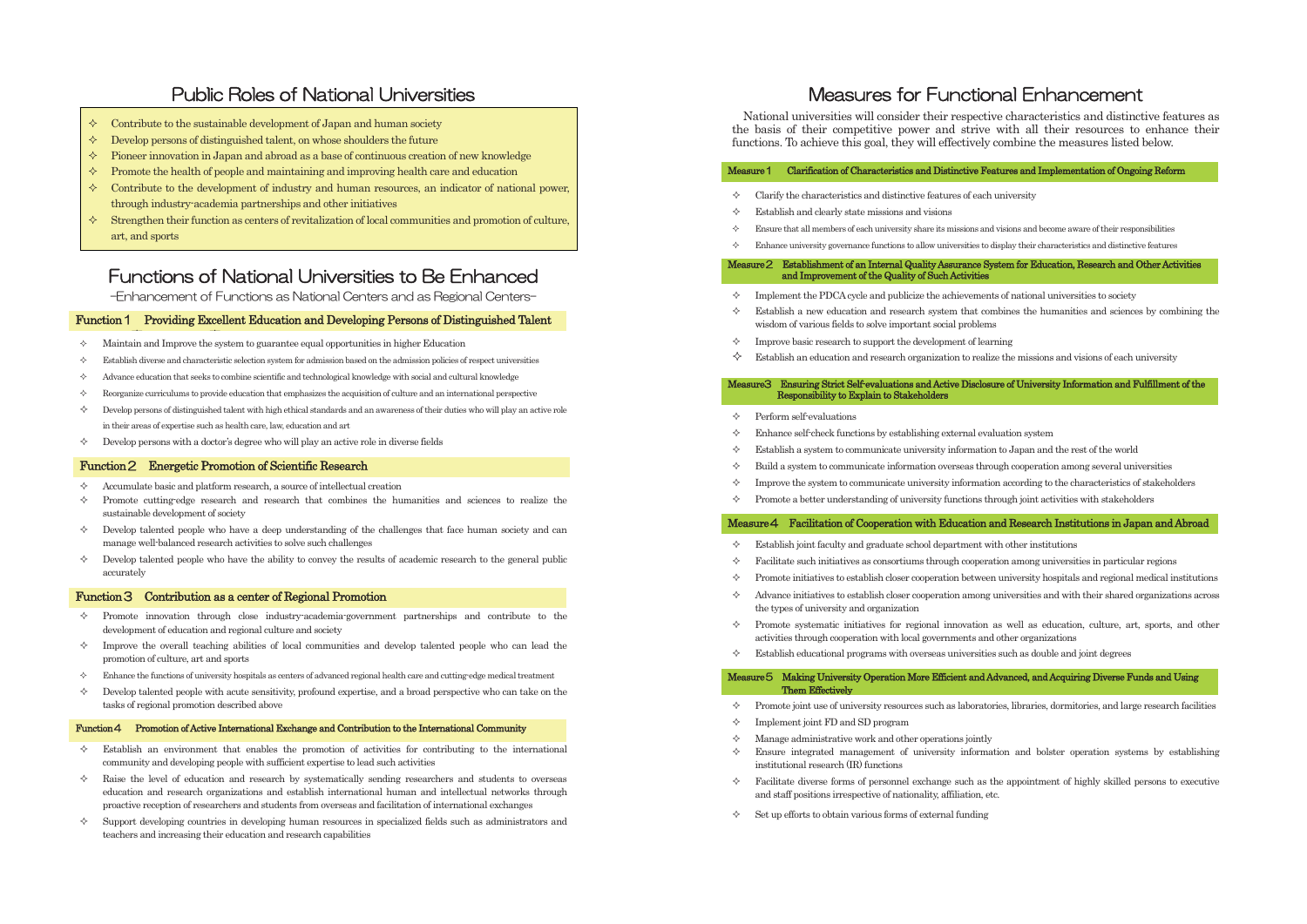# Public Roles of National Universities

- ✧ Contribute to the sustainable development of Japan and human society
- ✧ Develop persons of distinguished talent, on whose shoulders the future
- ✧ Pioneer innovation in Japan and abroad as a base of continuous creation of new knowledge
- ✧ Promote the health of people and maintaining and improving health care and education
- ✧ Contribute to the development of industry and human resources, an indicator of national power, through industry-academia partnerships and other initiatives
- ✧ Strengthen their function as centers of revitalization of local communities and promotion of culture, art, and sports

# Functions of National Universities to Be Enhanced

-Enhancement of Functions as National Centers and as Regional Centers-

### Function１　Providing Excellent Education and Developing Persons of Distinguished Talent

- ✧ Maintain and Improve the system to guarantee equal opportunities in higher Education
- ✧ Establish diverse and characteristic selection system for admission based on the admission policies of respect universities
- ✧ Advance education that seeks to combine scientific and technological knowledge with social and cultural knowledge
- ✧ Reorganize curriculums to provide education that emphasizes the acquisition of culture and an international perspective
- ✧ Develop persons of distinguished talent with high ethical standards and an awareness of their duties who will play an active role in their areas of expertise such as health care, law, education and art
- ✧ Develop persons with a doctor's degree who will play an active role in diverse fields

### Function２　Energetic Promotion of Scientific Research

- ✧ Accumulate basic and platform research, a source of intellectual creation
- ✧ Promote cutting-edge research and research that combines the humanities and sciences to realize the sustainable development of society
- ✧ Develop talented people who have a deep understanding of the challenges that face human society and can manage well-balanced research activities to solve such challenges
- ✧ Develop talented people who have the ability to convey the results of academic research to the general public accurately

### Function３　Contribution as a center of Regional Promotion

- ✧ Promote innovation through close industry-academia-government partnerships and contribute to the development of education and regional culture and society
- ✧ Improve the overall teaching abilities of local communities and develop talented people who can lead the promotion of culture, art and sports
- ✧ Enhance the functions of university hospitals as centers of advanced regional health care and cutting-edge medical treatment
- ✧ Develop talented people with acute sensitivity, profound expertise, and a broad perspective who can take on the tasks of regional promotion described above

### Function４　Promotion of Active International Exchange and Contribution to the International Community

- ✧ Establish an environment that enables the promotion of activities for contributing to the international community and developing people with sufficient expertise to lead such activities
- ✧ Raise the level of education and research by systematically sending researchers and students to overseas education and research organizations and establish international human and intellectual networks through proactive reception of researchers and students from overseas and facilitation of international exchanges
- ✧ Support developing countries in developing human resources in specialized fields such as administrators and teachers and increasing their education and research capabilities

# Measures for Functional Enhancement

National universities will consider their respective characteristics and distinctive features as the basis of their competitive power and strive with all their resources to enhance their functions. To achieve this goal, they will effectively combine the measures listed below.

### Measure１　Clarification of Characteristics and Distinctive Features and Implementation of Ongoing Reform

- ✧ Clarify the characteristics and distinctive features of each university
- ✧ Establish and clearly state missions and visions
- ✧ Ensure that all members of each university share its missions and visions and become aware of their responsibilities
- ✧ Enhance university governance functions to allow universities to display their characteristics and distinctive features

### Measure２　Establishment of an Internal Quality Assurance System for Education, Research and Other Activities and Improvement of the Quality of Such Activities

- ✧ Implement the PDCA cycle and publicize the achievements of national universities to society
- ✧ Establish a new education and research system that combines the humanities and sciences by combining the wisdom of various fields to solve important social problems
- ✧ Improve basic research to support the development of learning
- ✧ Establish an education and research organization to realize the missions and visions of each university

### Measure３　Ensuring Strict Self-evaluations and Active Disclosure of University Information and Fulfillment of the Responsibility to Explain to Stakeholders

- ✧ Perform self-evaluations
- ✧ Enhance self-check functions by establishing external evaluation system
- ✧ Establish a system to communicate university information to Japan and the rest of the world
- ✧ Build a system to communicate information overseas through cooperation among several universities
- ✧ Improve the system to communicate university information according to the characteristics of stakeholders
- ✧ Promote a better understanding of university functions through joint activities with stakeholders

### Measure４　Facilitation of Cooperation with Education and Research Institutions in Japan and Abroad

- ✧ Establish joint faculty and graduate school department with other institutions
- ✧ Facilitate such initiatives as consortiums through cooperation among universities in particular regions
- ✧ Promote initiatives to establish closer cooperation between university hospitals and regional medical institutions
- ✧ Advance initiatives to establish closer cooperation among universities and with their shared organizations across the types of university and organization
- ✧ Promote systematic initiatives for regional innovation as well as education, culture, art, sports, and other activities through cooperation with local governments and other organizations
- ✧ Establish educational programs with overseas universities such as double and joint degrees

### Measure５　Making University Operation More Efficient and Advanced, and Acquiring Diverse Funds and Using Them Effectively

- ✧ Promote joint use of university resources such as laboratories, libraries, dormitories, and large research facilities
- ✧ Implement joint FD and SD program
- ✧ Manage administrative work and other operations jointly
- ✧ Ensure integrated management of university information and bolster operation systems by establishing institutional research (IR) functions
- ✧ Facilitate diverse forms of personnel exchange such as the appointment of highly skilled persons to executive and staff positions irrespective of nationality, affiliation, etc.
- ✧ Set up efforts to obtain various forms of external funding